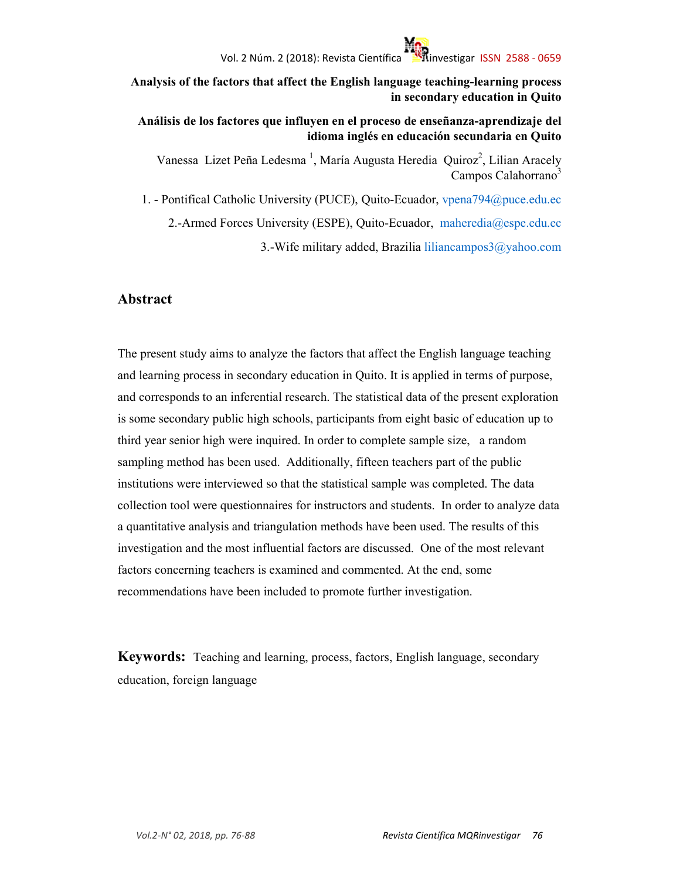# Analysis of the factors that affect the English language teaching-learning process in secondary education in Quito

# Análisis de los factores que influyen en el proceso de enseñanza-aprendizaje del idioma inglés en educación secundaria en Quito

Vanessa Lizet Peña Ledesma [1], María Augusta Heredia Quiroz[2], Lilian Aracely Campos Calahorrano[3]

1. - Pontifical Catholic University (PUCE), Quito-Ecuador, vpena794@puce.edu.ec

2.-Armed Forces University (ESPE), Quito-Ecuador, maheredia@espe.edu.ec

3.-Wife military added, Brazilia liliancampos3@yahoo.com

## Abstract

The present study aims to analyze the factors that affect the English language teaching and learning process in secondary education in Quito. It is applied in terms of purpose, and corresponds to an inferential research. The statistical data of the present exploration is some secondary public high schools, participants from eight basic of education up to third year senior high were inquired. In order to complete sample size, a random sampling method has been used. Additionally, fifteen teachers part of the public institutions were interviewed so that the statistical sample was completed. The data collection tool were questionnaires for instructors and students. In order to analyze data a quantitative analysis and triangulation methods have been used. The results of this investigation and the most influential factors are discussed. One of the most relevant factors concerning teachers is examined and commented. At the end, some recommendations have been included to promote further investigation.

**Keywords:** Teaching and learning, process, factors, English language, secondary education, foreign language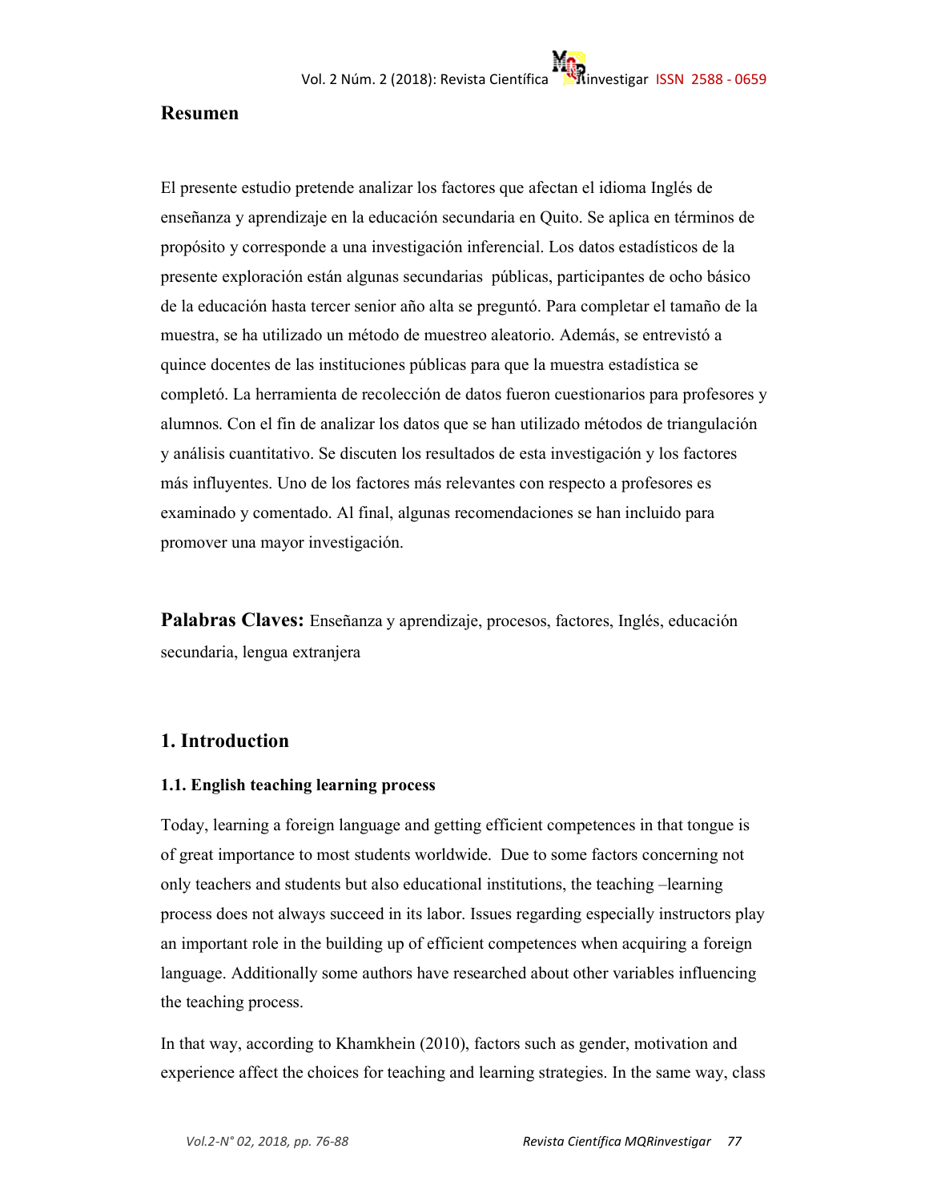## Resumen

El presente estudio pretende analizar los factores que afectan el idioma Inglés de enseñanza y aprendizaje en la educación secundaria en Quito. Se aplica en términos de propósito y corresponde a una investigación inferencial. Los datos estadísticos de la presente exploración están algunas secundarias públicas, participantes de ocho básico de la educación hasta tercer senior año alta se preguntó. Para completar el tamaño de la muestra, se ha utilizado un método de muestreo aleatorio. Además, se entrevistó a quince docentes de las instituciones públicas para que la muestra estadística se completó. La herramienta de recolección de datos fueron cuestionarios para profesores y alumnos. Con el fin de analizar los datos que se han utilizado métodos de triangulación y análisis cuantitativo. Se discuten los resultados de esta investigación y los factores más influyentes. Uno de los factores más relevantes con respecto a profesores es examinado y comentado. Al final, algunas recomendaciones se han incluido para promover una mayor investigación.

**Palabras Claves:** Enseñanza y aprendizaje, procesos, factores, Inglés, educación secundaria, lengua extranjera

## 1. Introduction

### 1.1. English teaching learning process

Today, learning a foreign language and getting efficient competences in that tongue is of great importance to most students worldwide. Due to some factors concerning not only teachers and students but also educational institutions, the teaching –learning process does not always succeed in its labor. Issues regarding especially instructors play an important role in the building up of efficient competences when acquiring a foreign language. Additionally some authors have researched about other variables influencing the teaching process.

In that way, according to Khamkhein (2010), factors such as gender, motivation and experience affect the choices for teaching and learning strategies. In the same way, class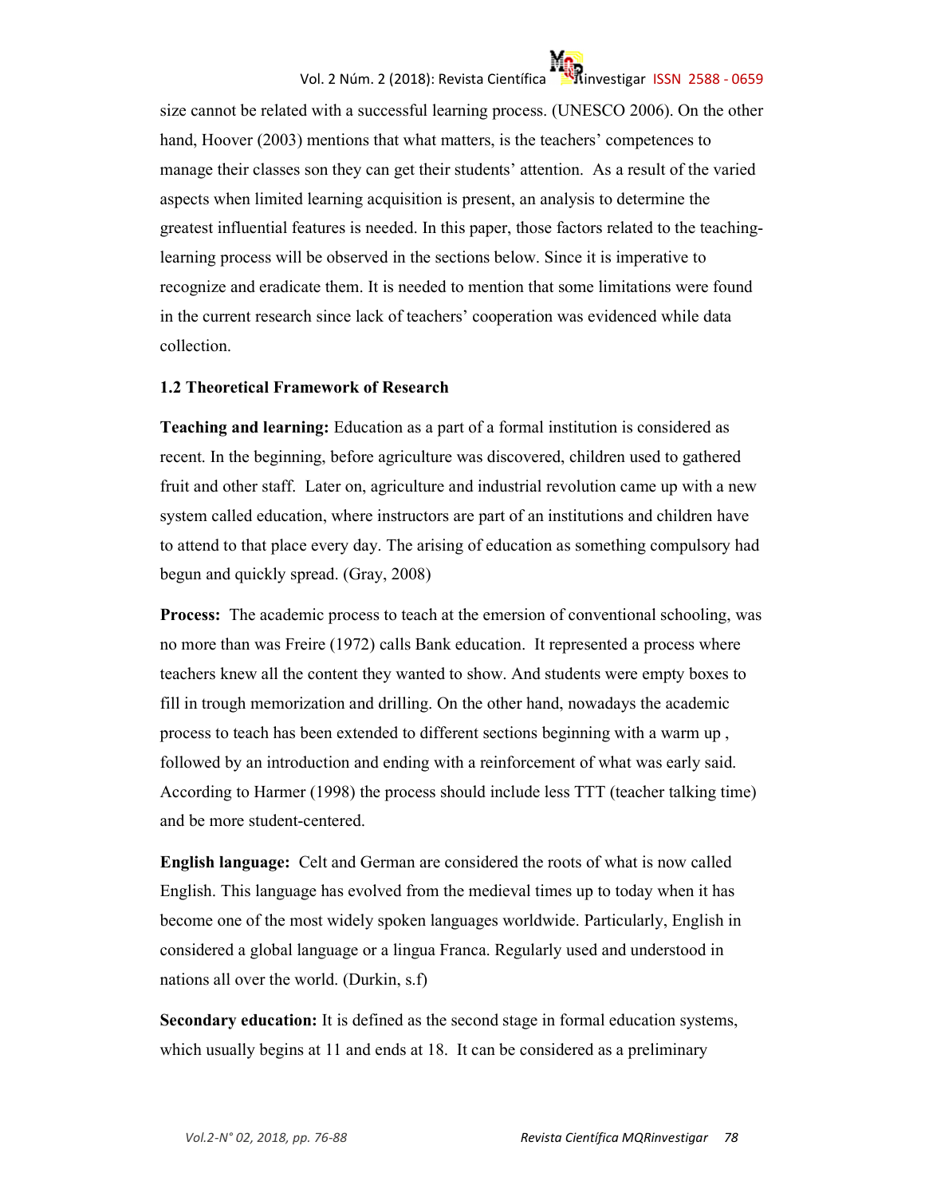size cannot be related with a successful learning process. (UNESCO 2006). On the other hand, Hoover (2003) mentions that what matters, is the teachers' competences to manage their classes son they can get their students' attention. As a result of the varied aspects when limited learning acquisition is present, an analysis to determine the greatest influential features is needed. In this paper, those factors related to the teaching-learning process will be observed in the sections below. Since it is imperative to recognize and eradicate them. It is needed to mention that some limitations were found in the current research since lack of teachers' cooperation was evidenced while data collection.

### 1.2 Theoretical Framework of Research

**Teaching and learning:** Education as a part of a formal institution is considered as recent. In the beginning, before agriculture was discovered, children used to gathered fruit and other staff. Later on, agriculture and industrial revolution came up with a new system called education, where instructors are part of an institutions and children have to attend to that place every day. The arising of education as something compulsory had begun and quickly spread. (Gray, 2008)

**Process:** The academic process to teach at the emersion of conventional schooling, was no more than was Freire (1972) calls Bank education. It represented a process where teachers knew all the content they wanted to show. And students were empty boxes to fill in trough memorization and drilling. On the other hand, nowadays the academic process to teach has been extended to different sections beginning with a warm up , followed by an introduction and ending with a reinforcement of what was early said. According to Harmer (1998) the process should include less TTT (teacher talking time) and be more student-centered.

**English language:** Celt and German are considered the roots of what is now called English. This language has evolved from the medieval times up to today when it has become one of the most widely spoken languages worldwide. Particularly, English in considered a global language or a lingua Franca. Regularly used and understood in nations all over the world. (Durkin, s.f)

**Secondary education:** It is defined as the second stage in formal education systems, which usually begins at 11 and ends at 18. It can be considered as a preliminary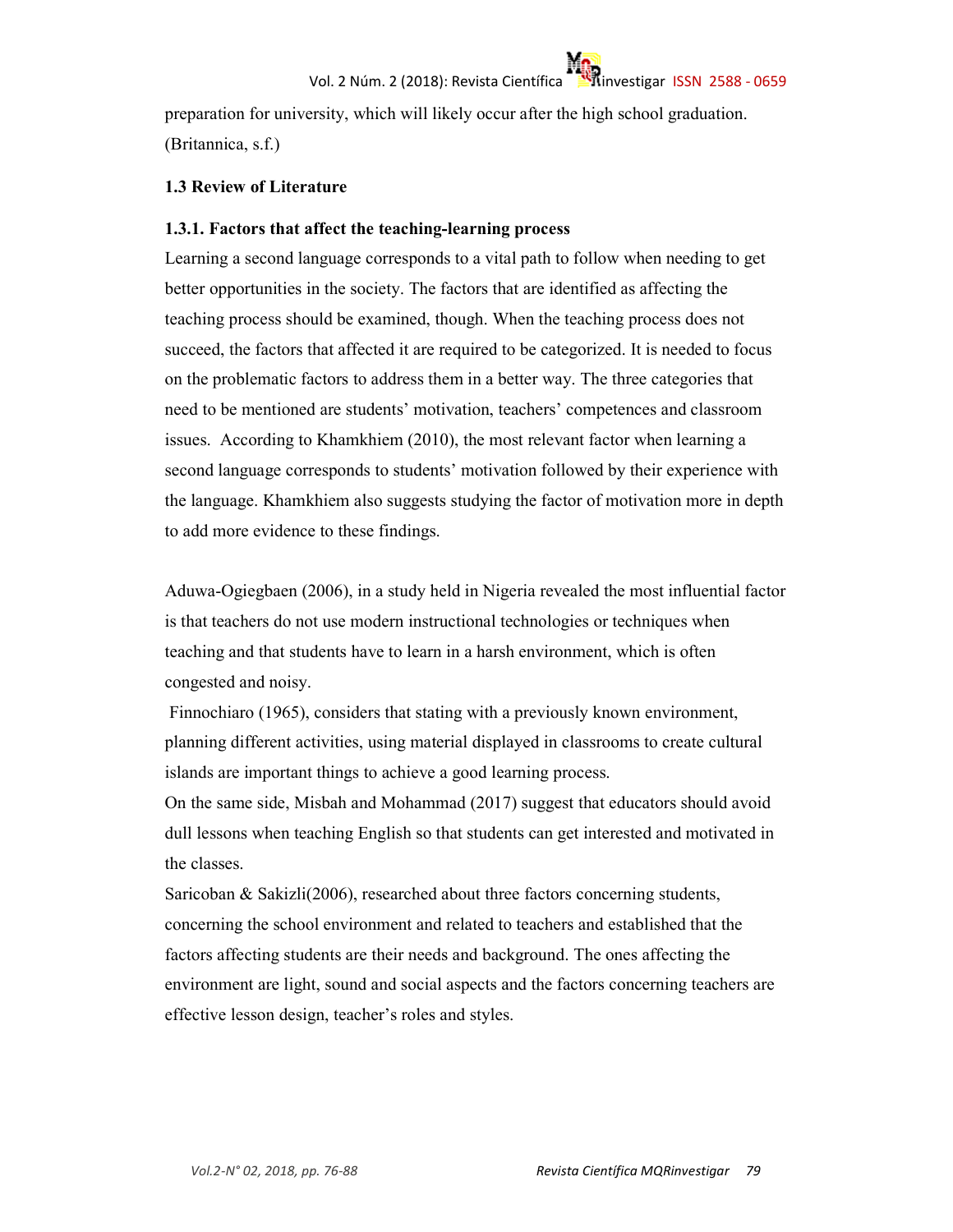preparation for university, which will likely occur after the high school graduation. (Britannica, s.f.)

### 1.3 Review of Literature

#### 1.3.1. Factors that affect the teaching-learning process

Learning a second language corresponds to a vital path to follow when needing to get better opportunities in the society. The factors that are identified as affecting the teaching process should be examined, though. When the teaching process does not succeed, the factors that affected it are required to be categorized. It is needed to focus on the problematic factors to address them in a better way. The three categories that need to be mentioned are students' motivation, teachers' competences and classroom issues. According to Khamkhiem (2010), the most relevant factor when learning a second language corresponds to students' motivation followed by their experience with the language. Khamkhiem also suggests studying the factor of motivation more in depth to add more evidence to these findings.

Aduwa-Ogiegbaen (2006), in a study held in Nigeria revealed the most influential factor is that teachers do not use modern instructional technologies or techniques when teaching and that students have to learn in a harsh environment, which is often congested and noisy.

Finnochiaro (1965), considers that stating with a previously known environment, planning different activities, using material displayed in classrooms to create cultural islands are important things to achieve a good learning process.

On the same side, Misbah and Mohammad (2017) suggest that educators should avoid dull lessons when teaching English so that students can get interested and motivated in the classes.

Saricoban & Sakizli(2006), researched about three factors concerning students, concerning the school environment and related to teachers and established that the factors affecting students are their needs and background. The ones affecting the environment are light, sound and social aspects and the factors concerning teachers are effective lesson design, teacher's roles and styles.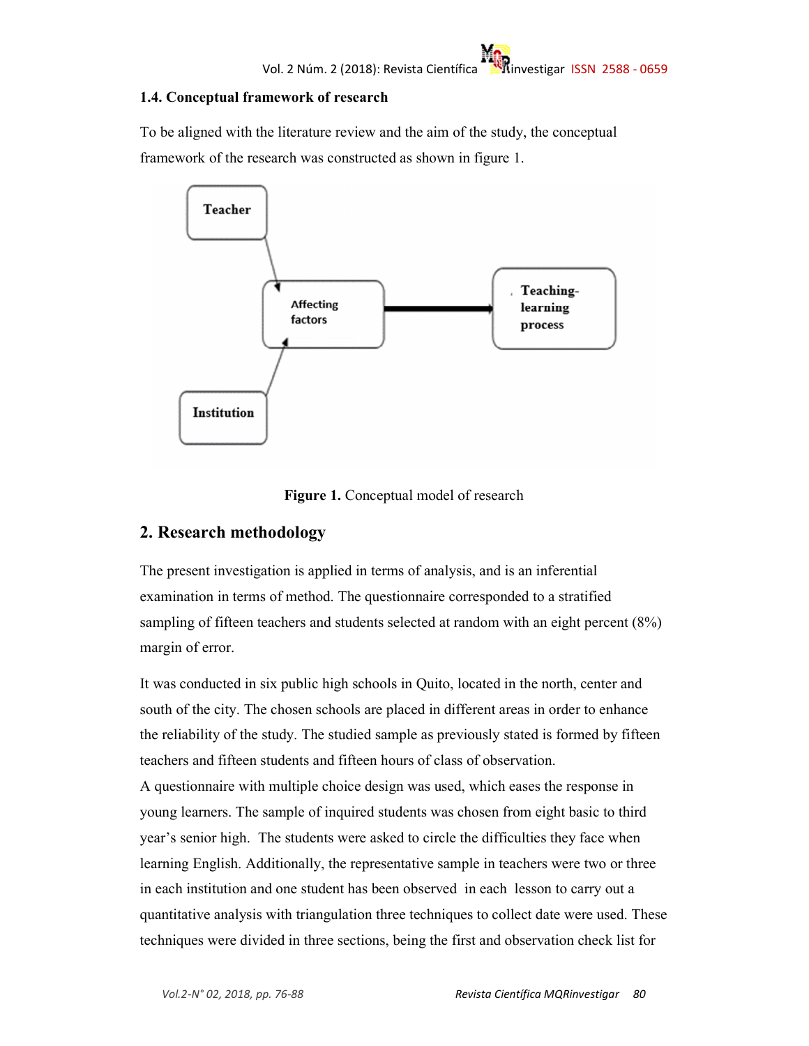### 1.4. Conceptual framework of research

To be aligned with the literature review and the aim of the study, the conceptual framework of the research was constructed as shown in figure 1.

**Figure 1.** Conceptual model of research

## 2. Research methodology

The present investigation is applied in terms of analysis, and is an inferential examination in terms of method. The questionnaire corresponded to a stratified sampling of fifteen teachers and students selected at random with an eight percent (8%) margin of error.

It was conducted in six public high schools in Quito, located in the north, center and south of the city. The chosen schools are placed in different areas in order to enhance the reliability of the study. The studied sample as previously stated is formed by fifteen teachers and fifteen students and fifteen hours of class of observation.

A questionnaire with multiple choice design was used, which eases the response in young learners. The sample of inquired students was chosen from eight basic to third year's senior high. The students were asked to circle the difficulties they face when learning English. Additionally, the representative sample in teachers were two or three in each institution and one student has been observed in each lesson to carry out a quantitative analysis with triangulation three techniques to collect date were used. These techniques were divided in three sections, being the first and observation check list for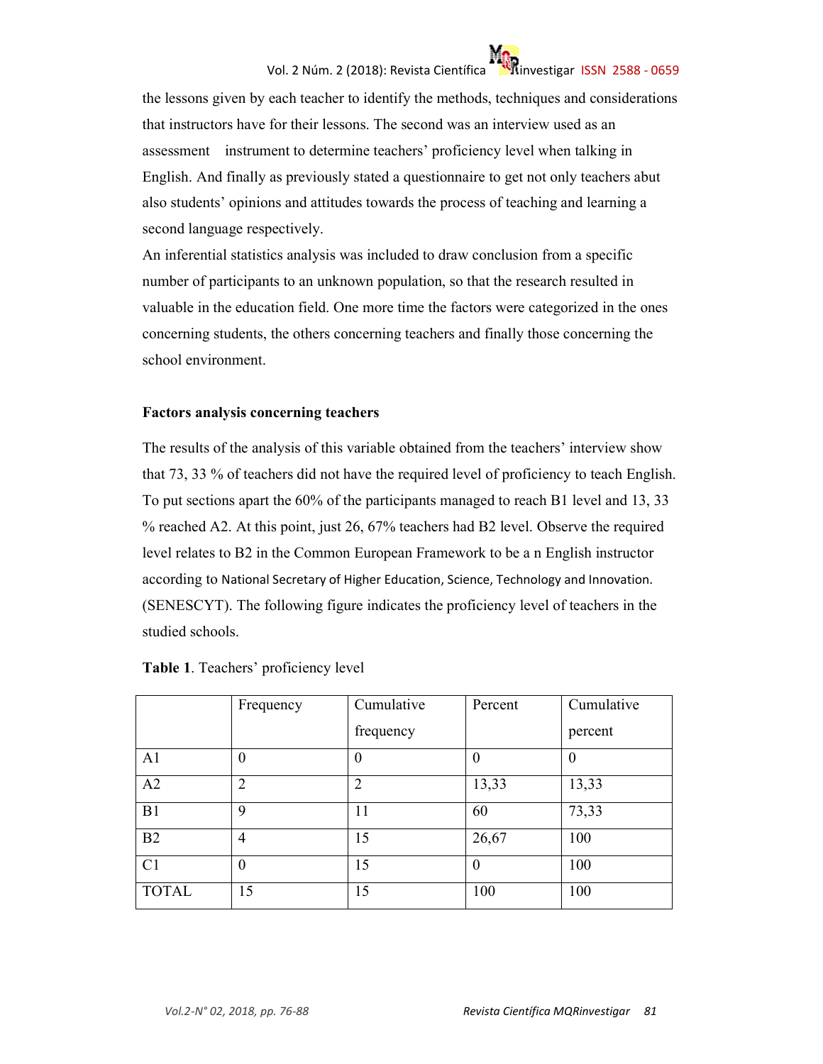the lessons given by each teacher to identify the methods, techniques and considerations that instructors have for their lessons. The second was an interview used as an assessment instrument to determine teachers' proficiency level when talking in English. And finally as previously stated a questionnaire to get not only teachers abut also students' opinions and attitudes towards the process of teaching and learning a second language respectively.

An inferential statistics analysis was included to draw conclusion from a specific number of participants to an unknown population, so that the research resulted in valuable in the education field. One more time the factors were categorized in the ones concerning students, the others concerning teachers and finally those concerning the school environment.

**Factors analysis concerning teachers**

The results of the analysis of this variable obtained from the teachers' interview show that 73, 33 % of teachers did not have the required level of proficiency to teach English. To put sections apart the 60% of the participants managed to reach B1 level and 13, 33 % reached A2. At this point, just 26, 67% teachers had B2 level. Observe the required level relates to B2 in the Common European Framework to be a n English instructor according to National Secretary of Higher Education, Science, Technology and Innovation. (SENESCYT). The following figure indicates the proficiency level of teachers in the studied schools.

**Table 1**. Teachers' proficiency level

| | Frequency | Cumulative frequency | Percent | Cumulative percent |
|---|---|---|---|---|
| A1 | 0 | 0 | 0 | 0 |
| A2 | 2 | 2 | 13,33 | 13,33 |
| B1 | 9 | 11 | 60 | 73,33 |
| B2 | 4 | 15 | 26,67 | 100 |
| C1 | 0 | 15 | 0 | 100 |
| TOTAL | 15 | 15 | 100 | 100 |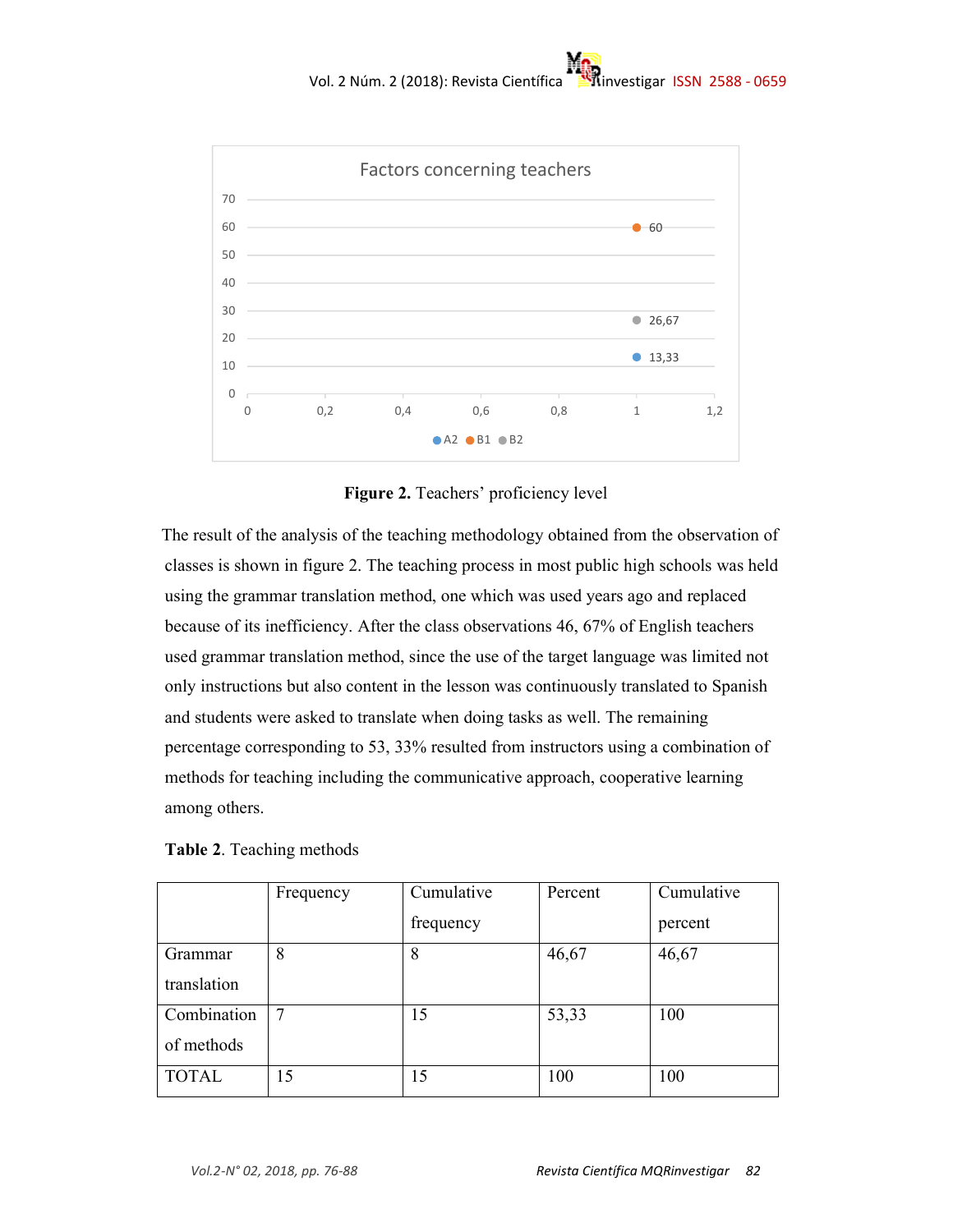Factors concerning teachers

| | A2 | B1 | B2 |
|---|---|---|---|
| 1 | 13,33 | 60 | 26,67 |

**Figure 2.** Teachers' proficiency level

The result of the analysis of the teaching methodology obtained from the observation of classes is shown in figure 2. The teaching process in most public high schools was held using the grammar translation method, one which was used years ago and replaced because of its inefficiency. After the class observations 46, 67% of English teachers used grammar translation method, since the use of the target language was limited not only instructions but also content in the lesson was continuously translated to Spanish and students were asked to translate when doing tasks as well. The remaining percentage corresponding to 53, 33% resulted from instructors using a combination of methods for teaching including the communicative approach, cooperative learning among others.

**Table 2**. Teaching methods

| | Frequency | Cumulative frequency | Percent | Cumulative percent |
|---|---|---|---|---|
| Grammar translation | 8 | 8 | 46,67 | 46,67 |
| Combination of methods | 7 | 15 | 53,33 | 100 |
| TOTAL | 15 | 15 | 100 | 100 |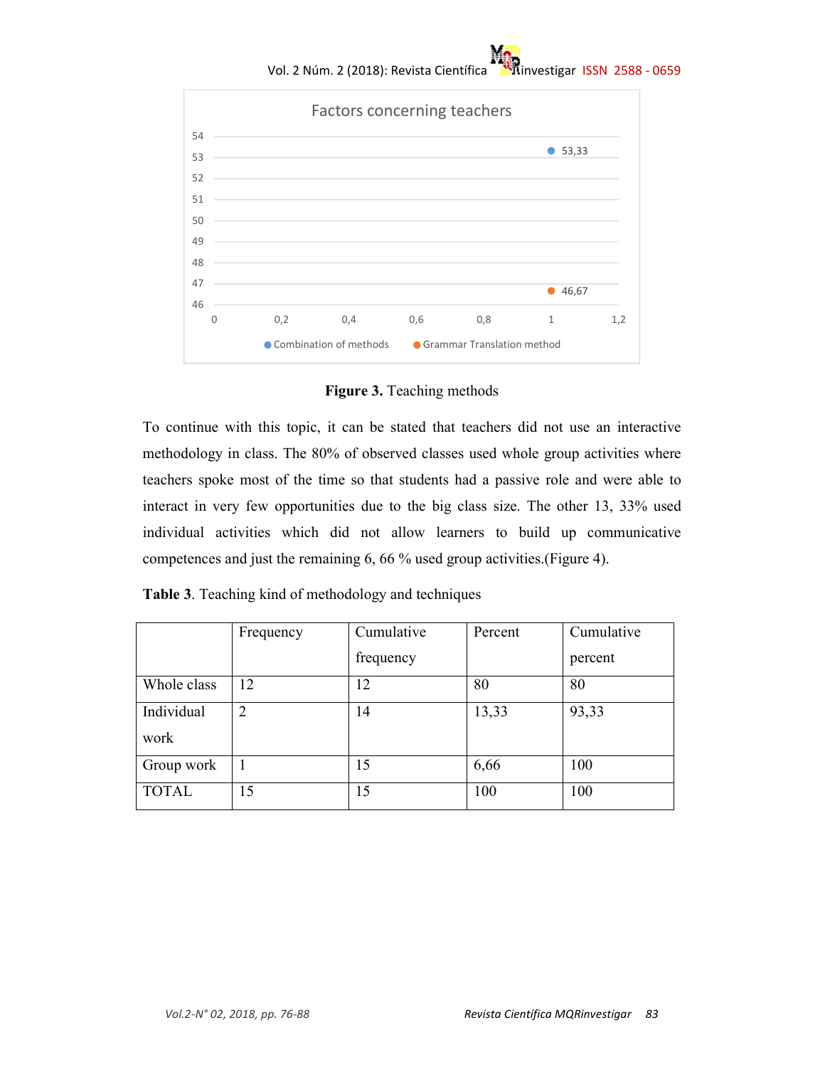Factors concerning teachers

| | Combination of methods | Grammar Translation method |
|---|---|---|
| 1 | 53,33 | 46,67 |

**Figure 3.** Teaching methods

To continue with this topic, it can be stated that teachers did not use an interactive methodology in class. The 80% of observed classes used whole group activities where teachers spoke most of the time so that students had a passive role and were able to interact in very few opportunities due to the big class size. The other 13, 33% used individual activities which did not allow learners to build up communicative competences and just the remaining 6, 66 % used group activities.(Figure 4).

**Table 3**. Teaching kind of methodology and techniques

| | Frequency | Cumulative frequency | Percent | Cumulative percent |
|---|---|---|---|---|
| Whole class | 12 | 12 | 80 | 80 |
| Individual work | 2 | 14 | 13,33 | 93,33 |
| Group work | 1 | 15 | 6,66 | 100 |
| TOTAL | 15 | 15 | 100 | 100 |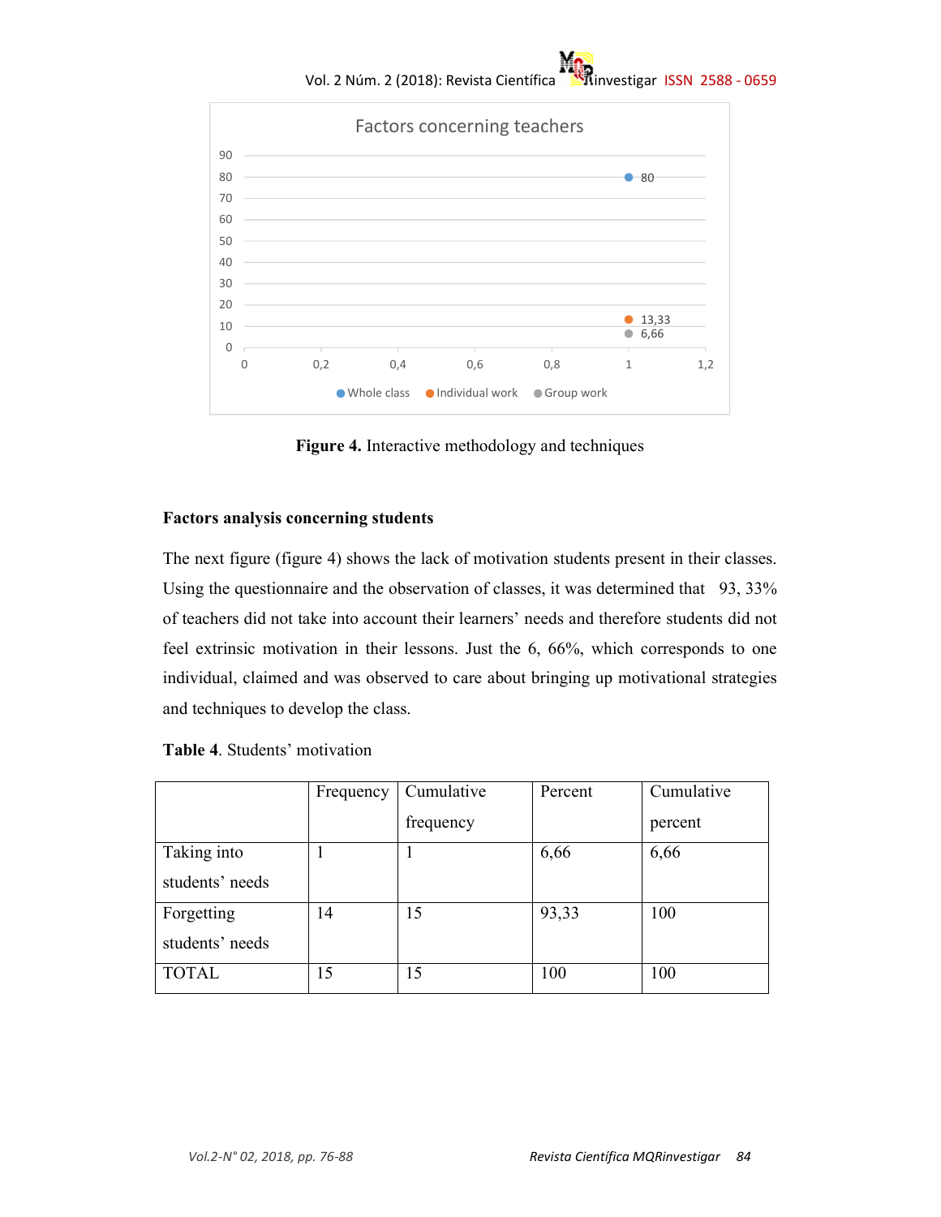Figure 4. Interactive methodology and techniques

### Factors analysis concerning students

The next figure (figure 4) shows the lack of motivation students present in their classes. Using the questionnaire and the observation of classes, it was determined that 93, 33% of teachers did not take into account their learners' needs and therefore students did not feel extrinsic motivation in their lessons. Just the 6, 66%, which corresponds to one individual, claimed and was observed to care about bringing up motivational strategies and techniques to develop the class.

**Table 4**. Students' motivation

| | Frequency | Cumulative frequency | Percent | Cumulative percent |
|---|---|---|---|---|
| Taking into students' needs | 1 | 1 | 6,66 | 6,66 |
| Forgetting students' needs | 14 | 15 | 93,33 | 100 |
| TOTAL | 15 | 15 | 100 | 100 |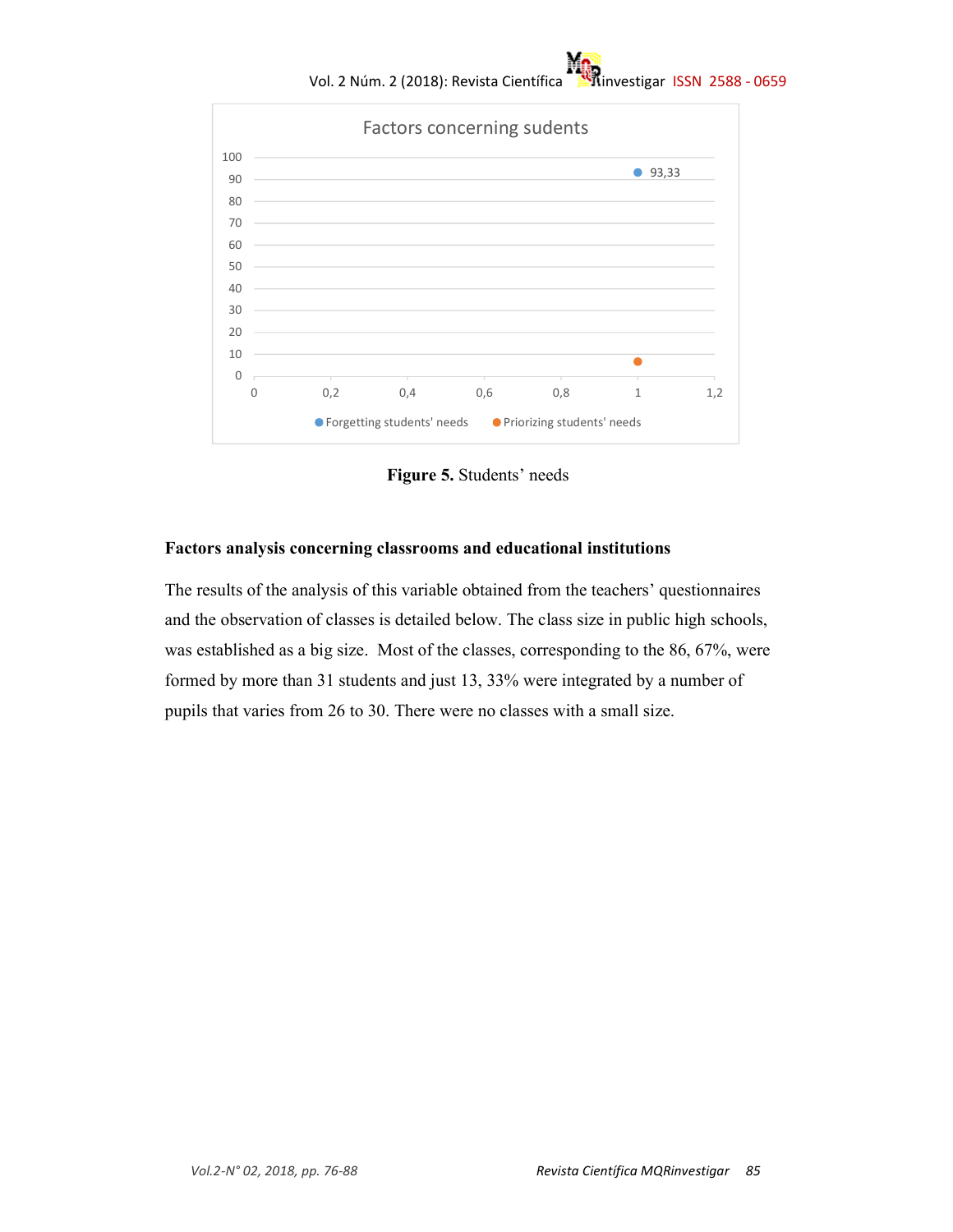Factors concerning sudents

| | Forgetting students' needs | Priorizing students' needs |
|---|---|---|
| 1 | 93,33 | |

Figure 5. Students' needs

### Factors analysis concerning classrooms and educational institutions

The results of the analysis of this variable obtained from the teachers' questionnaires and the observation of classes is detailed below. The class size in public high schools, was established as a big size. Most of the classes, corresponding to the 86, 67%, were formed by more than 31 students and just 13, 33% were integrated by a number of pupils that varies from 26 to 30. There were no classes with a small size.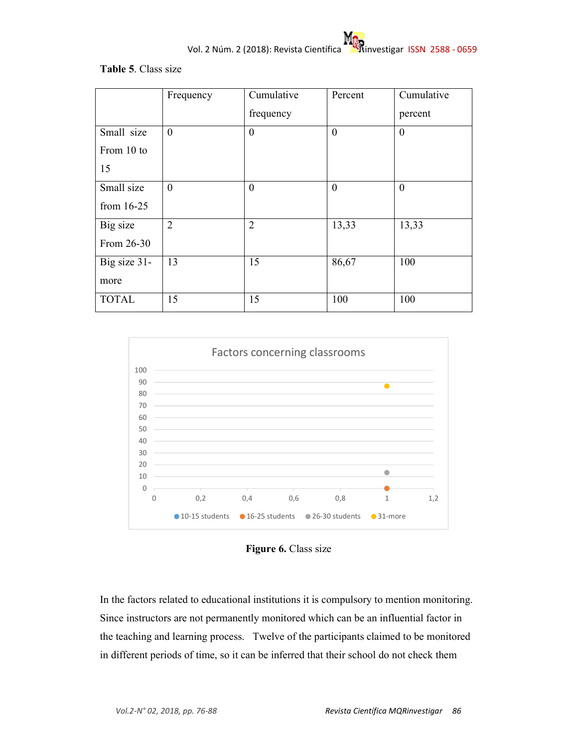**Table 5**. Class size

| | Frequency | Cumulative frequency | Percent | Cumulative percent |
|---|---|---|---|---|
| Small size From 10 to 15 | 0 | 0 | 0 | 0 |
| Small size from 16-25 | 0 | 0 | 0 | 0 |
| Big size From 26-30 | 2 | 2 | 13,33 | 13,33 |
| Big size 31-more | 13 | 15 | 86,67 | 100 |
| TOTAL | 15 | 15 | 100 | 100 |

**Figure 6.** Class size

In the factors related to educational institutions it is compulsory to mention monitoring. Since instructors are not permanently monitored which can be an influential factor in the teaching and learning process. Twelve of the participants claimed to be monitored in different periods of time, so it can be inferred that their school do not check them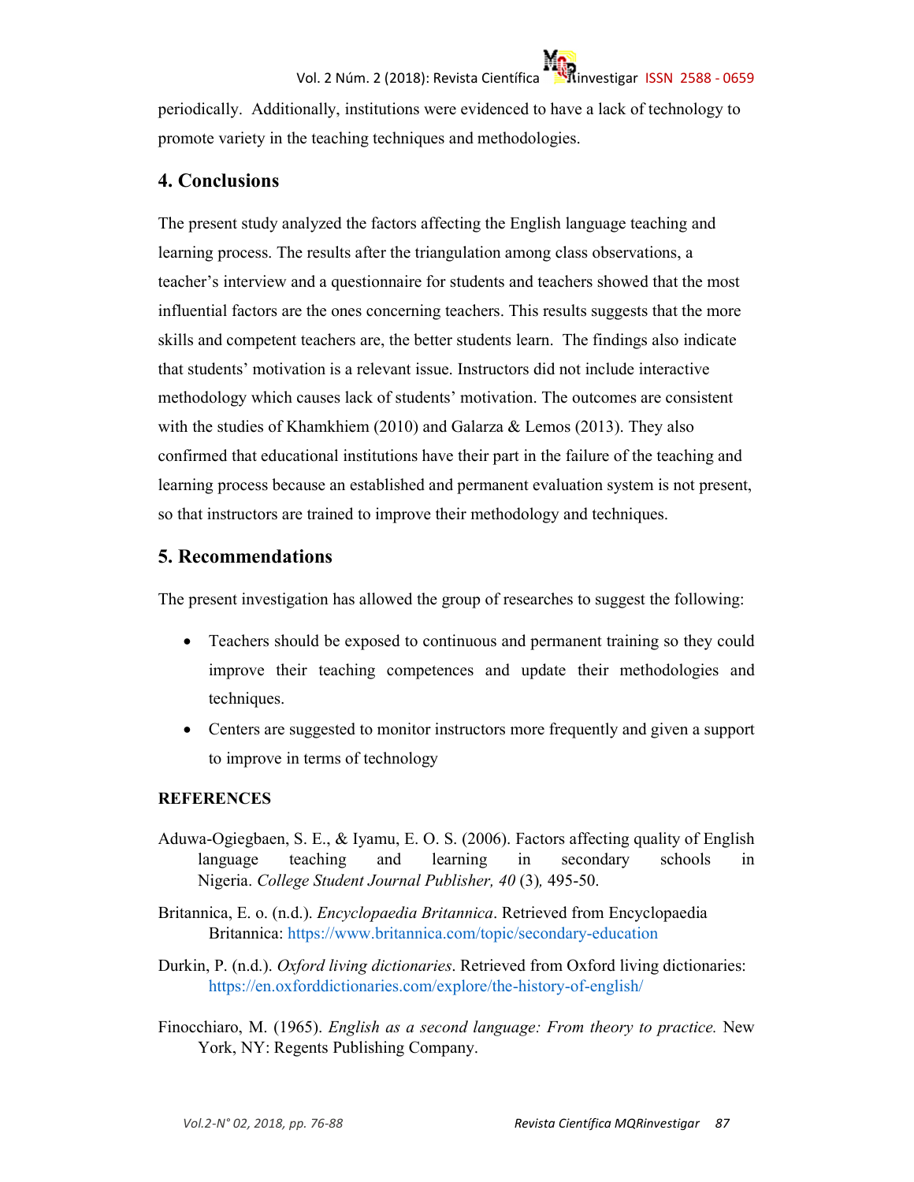periodically. Additionally, institutions were evidenced to have a lack of technology to promote variety in the teaching techniques and methodologies.

## 4. Conclusions

The present study analyzed the factors affecting the English language teaching and learning process. The results after the triangulation among class observations, a teacher's interview and a questionnaire for students and teachers showed that the most influential factors are the ones concerning teachers. This results suggests that the more skills and competent teachers are, the better students learn. The findings also indicate that students' motivation is a relevant issue. Instructors did not include interactive methodology which causes lack of students' motivation. The outcomes are consistent with the studies of Khamkhiem (2010) and Galarza & Lemos (2013). They also confirmed that educational institutions have their part in the failure of the teaching and learning process because an established and permanent evaluation system is not present, so that instructors are trained to improve their methodology and techniques.

## 5. Recommendations

The present investigation has allowed the group of researches to suggest the following:

- Teachers should be exposed to continuous and permanent training so they could improve their teaching competences and update their methodologies and techniques.
- Centers are suggested to monitor instructors more frequently and given a support to improve in terms of technology

**REFERENCES**

Aduwa-Ogiegbaen, S. E., & Iyamu, E. O. S. (2006). Factors affecting quality of English language teaching and learning in secondary schools in Nigeria. *College Student Journal Publisher, 40* (3)*,* 495-50.

Britannica, E. o. (n.d.). *Encyclopaedia Britannica*. Retrieved from Encyclopaedia Britannica: https://www.britannica.com/topic/secondary-education

Durkin, P. (n.d.). *Oxford living dictionaries*. Retrieved from Oxford living dictionaries: https://en.oxforddictionaries.com/explore/the-history-of-english/

Finocchiaro, M. (1965). *English as a second language: From theory to practice.* New York, NY: Regents Publishing Company.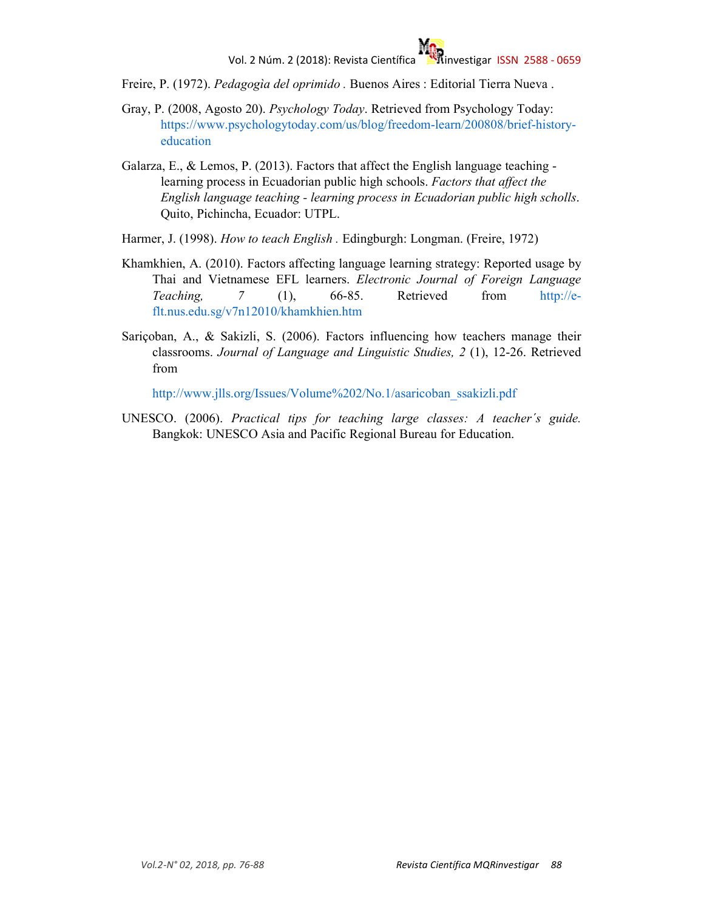Freire, P. (1972). *Pedagogìa del oprimido .* Buenos Aires : Editorial Tierra Nueva .

Gray, P. (2008, Agosto 20). *Psychology Today*. Retrieved from Psychology Today: https://www.psychologytoday.com/us/blog/freedom-learn/200808/brief-history-education

Galarza, E., & Lemos, P. (2013). Factors that affect the English language teaching - learning process in Ecuadorian public high schools. *Factors that affect the English language teaching - learning process in Ecuadorian public high scholls*. Quito, Pichincha, Ecuador: UTPL.

Harmer, J. (1998). *How to teach English .* Edingburgh: Longman. (Freire, 1972)

Khamkhien, A. (2010). Factors affecting language learning strategy: Reported usage by Thai and Vietnamese EFL learners. *Electronic Journal of Foreign Language Teaching, 7* (1), 66-85. Retrieved from http://e-flt.nus.edu.sg/v7n12010/khamkhien.htm

Sariçoban, A., & Sakizli, S. (2006). Factors influencing how teachers manage their classrooms. *Journal of Language and Linguistic Studies, 2* (1), 12-26. Retrieved from

http://www.jlls.org/Issues/Volume%202/No.1/asaricoban_ssakizli.pdf

UNESCO. (2006). *Practical tips for teaching large classes: A teacher´s guide.* Bangkok: UNESCO Asia and Pacific Regional Bureau for Education.